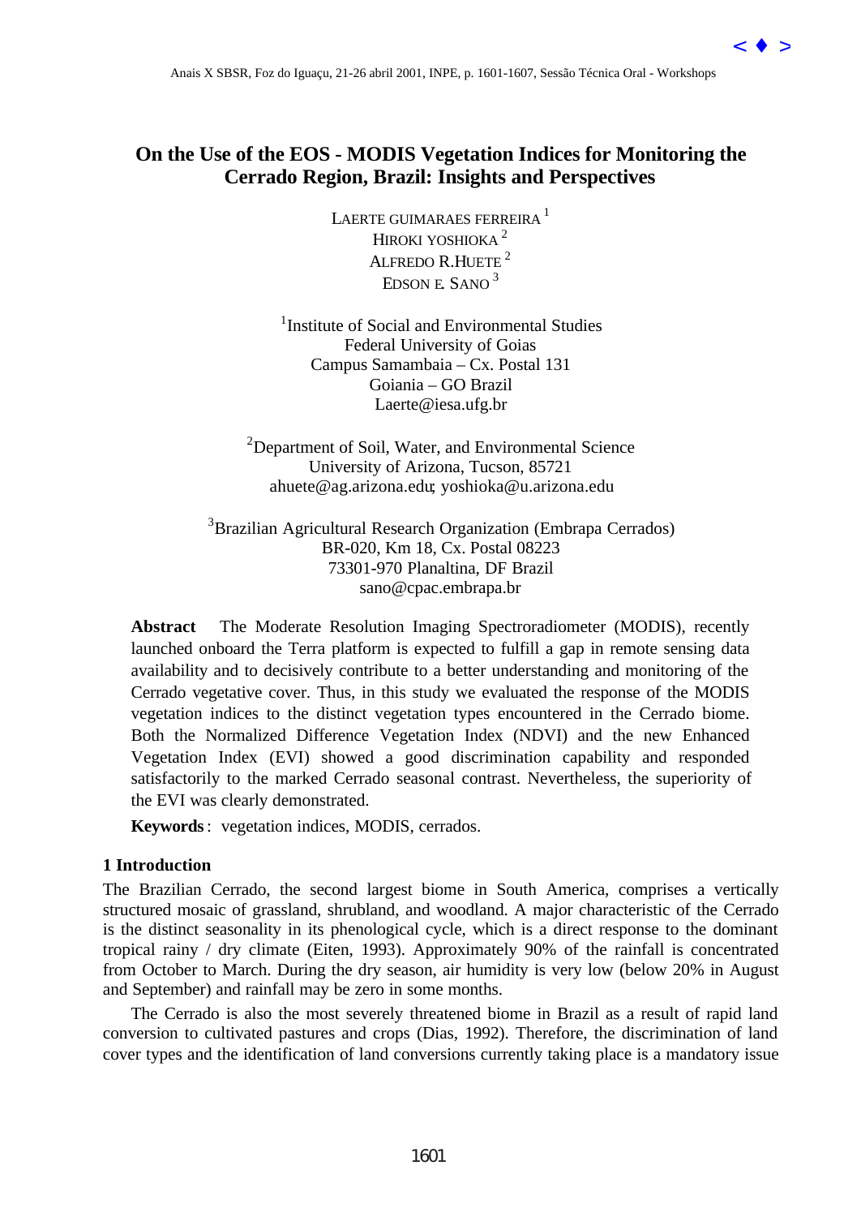# On the Use of the EOS - MODIS Vegetation Indices for Monitoring the Cerrado Region, Brazil: Insights and Perspectives

LAERTE GUIMARAES FERREIRA [1]
HIROKI YOSHIOKA [2]
ALFREDO R.HUETE [2]
EDSON E. SANO [3]

[1]Institute of Social and Environmental Studies
Federal University of Goias
Campus Samambaia – Cx. Postal 131
Goiania – GO Brazil
Laerte@iesa.ufg.br

[2]Department of Soil, Water, and Environmental Science
University of Arizona, Tucson, 85721
ahuete@ag.arizona.edu; yoshioka@u.arizona.edu

[3]Brazilian Agricultural Research Organization (Embrapa Cerrados)
BR-020, Km 18, Cx. Postal 08223
73301-970 Planaltina, DF Brazil
sano@cpac.embrapa.br

**Abstract** The Moderate Resolution Imaging Spectroradiometer (MODIS), recently launched onboard the Terra platform is expected to fulfill a gap in remote sensing data availability and to decisively contribute to a better understanding and monitoring of the Cerrado vegetative cover. Thus, in this study we evaluated the response of the MODIS vegetation indices to the distinct vegetation types encountered in the Cerrado biome. Both the Normalized Difference Vegetation Index (NDVI) and the new Enhanced Vegetation Index (EVI) showed a good discrimination capability and responded satisfactorily to the marked Cerrado seasonal contrast. Nevertheless, the superiority of the EVI was clearly demonstrated.

**Keywords**: vegetation indices, MODIS, cerrados.

## 1 Introduction

The Brazilian Cerrado, the second largest biome in South America, comprises a vertically structured mosaic of grassland, shrubland, and woodland. A major characteristic of the Cerrado is the distinct seasonality in its phenological cycle, which is a direct response to the dominant tropical rainy / dry climate (Eiten, 1993). Approximately 90% of the rainfall is concentrated from October to March. During the dry season, air humidity is very low (below 20% in August and September) and rainfall may be zero in some months.

The Cerrado is also the most severely threatened biome in Brazil as a result of rapid land conversion to cultivated pastures and crops (Dias, 1992). Therefore, the discrimination of land cover types and the identification of land conversions currently taking place is a mandatory issue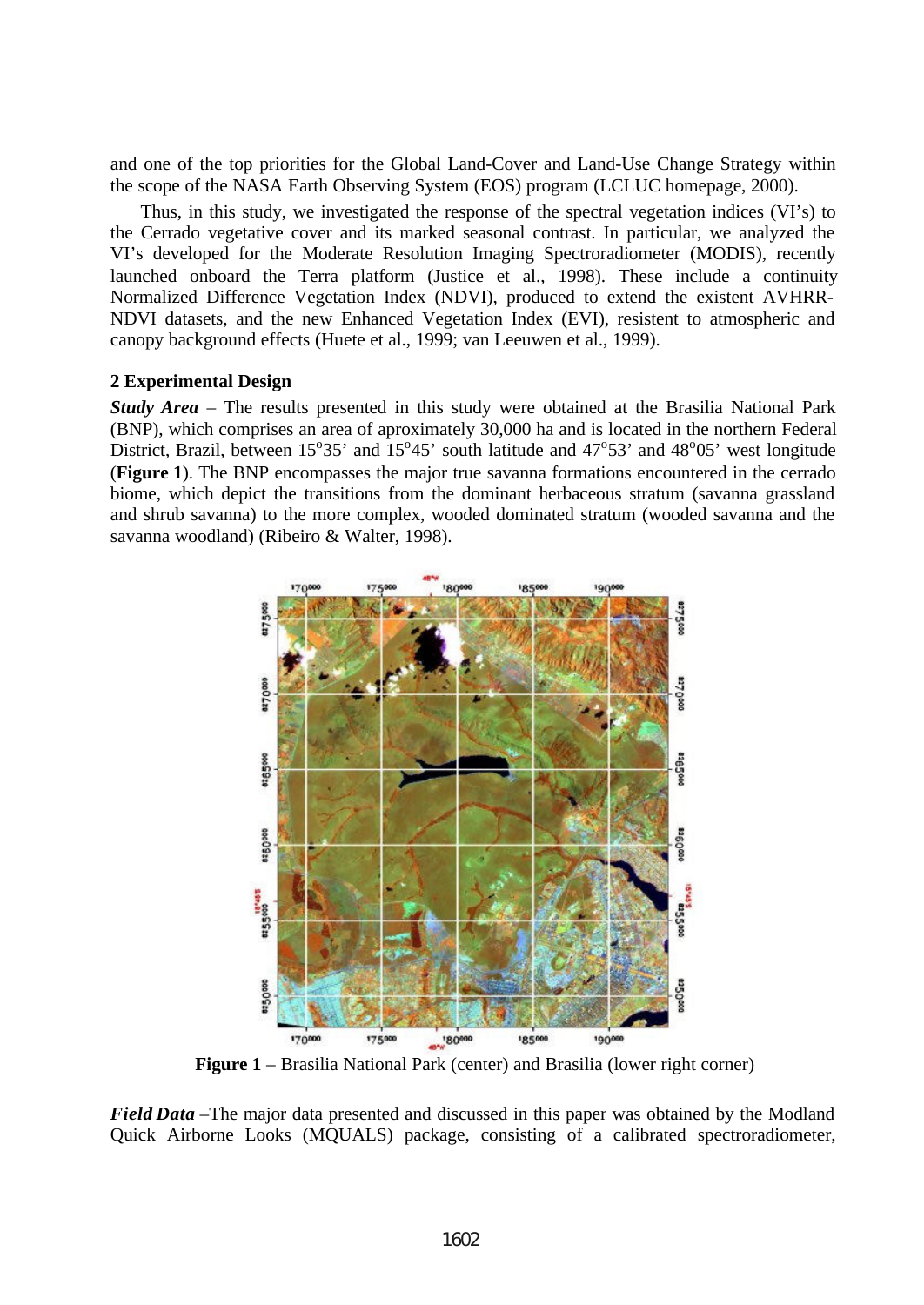and one of the top priorities for the Global Land-Cover and Land-Use Change Strategy within the scope of the NASA Earth Observing System (EOS) program (LCLUC homepage, 2000).

Thus, in this study, we investigated the response of the spectral vegetation indices (VI's) to the Cerrado vegetative cover and its marked seasonal contrast. In particular, we analyzed the VI's developed for the Moderate Resolution Imaging Spectroradiometer (MODIS), recently launched onboard the Terra platform (Justice et al., 1998). These include a continuity Normalized Difference Vegetation Index (NDVI), produced to extend the existent AVHRR-NDVI datasets, and the new Enhanced Vegetation Index (EVI), resistent to atmospheric and canopy background effects (Huete et al., 1999; van Leeuwen et al., 1999).

## 2 Experimental Design

***Study Area*** – The results presented in this study were obtained at the Brasilia National Park (BNP), which comprises an area of aproximately 30,000 ha and is located in the northern Federal District, Brazil, between 15°35' and 15°45' south latitude and 47°53' and 48°05' west longitude (**Figure 1**). The BNP encompasses the major true savanna formations encountered in the cerrado biome, which depict the transitions from the dominant herbaceous stratum (savanna grassland and shrub savanna) to the more complex, wooded dominated stratum (wooded savanna and the savanna woodland) (Ribeiro & Walter, 1998).

**Figure 1** – Brasilia National Park (center) and Brasilia (lower right corner)

***Field Data*** –The major data presented and discussed in this paper was obtained by the Modland Quick Airborne Looks (MQUALS) package, consisting of a calibrated spectroradiometer,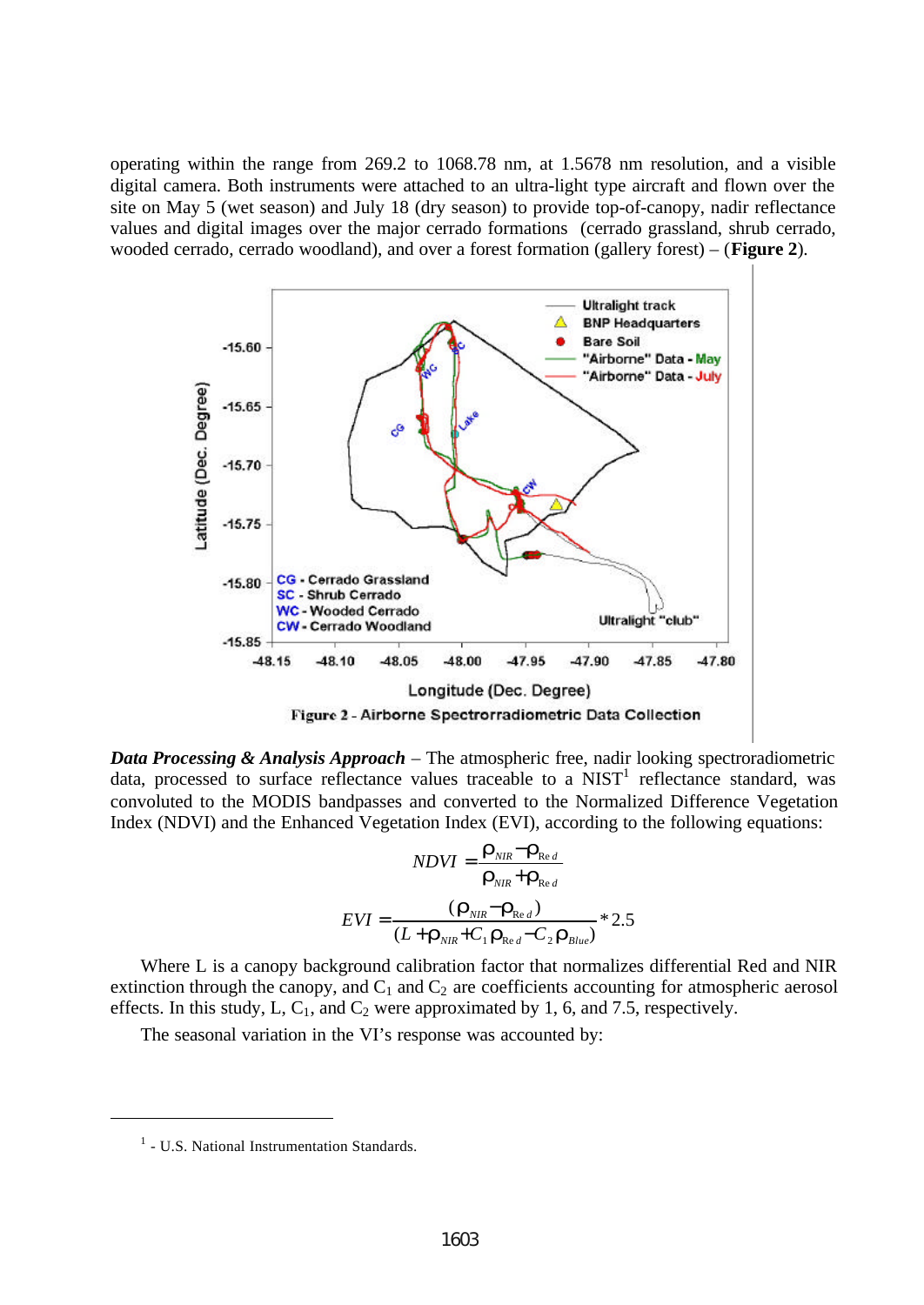operating within the range from 269.2 to 1068.78 nm, at 1.5678 nm resolution, and a visible digital camera. Both instruments were attached to an ultra-light type aircraft and flown over the site on May 5 (wet season) and July 18 (dry season) to provide top-of-canopy, nadir reflectance values and digital images over the major cerrado formations (cerrado grassland, shrub cerrado, wooded cerrado, cerrado woodland), and over a forest formation (gallery forest) – (**Figure 2**).

Figure 2 - Airborne Spectrorradiometric Data Collection

***Data Processing & Analysis Approach*** – The atmospheric free, nadir looking spectroradiometric data, processed to surface reflectance values traceable to a NIST[1] reflectance standard, was convoluted to the MODIS bandpasses and converted to the Normalized Difference Vegetation Index (NDVI) and the Enhanced Vegetation Index (EVI), according to the following equations:

$$NDVI = \frac{\rho_{NIR} - \rho_{Red}}{\rho_{NIR} + \rho_{Red}}$$

$$EVI = \frac{(\rho_{NIR} - \rho_{Red})}{(L + \rho_{NIR} + C_1 \rho_{Red} - C_2 \rho_{Blue})} * 2.5$$

Where L is a canopy background calibration factor that normalizes differential Red and NIR extinction through the canopy, and $C_1$ and $C_2$ are coefficients accounting for atmospheric aerosol effects. In this study, L, $C_1$, and $C_2$ were approximated by 1, 6, and 7.5, respectively.

The seasonal variation in the VI's response was accounted by:

[1] - U.S. National Instrumentation Standards.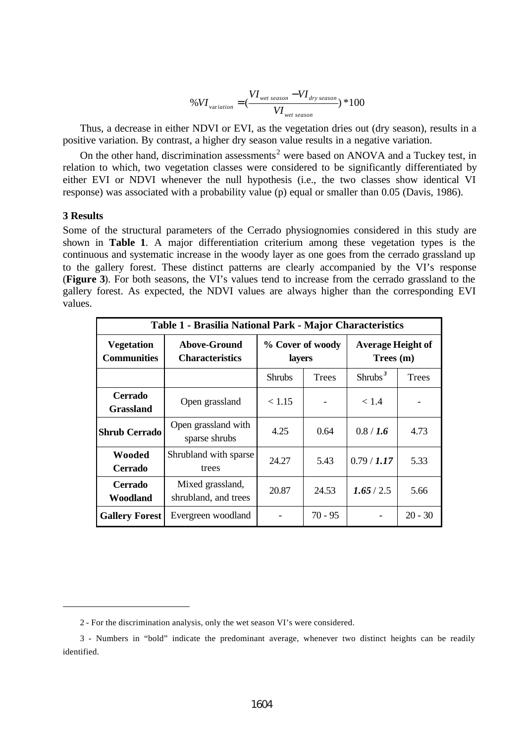$$\%VI_{variation} = \left(\frac{VI_{wet\ season} - VI_{dry\ season}}{VI_{wet\ season}}\right) * 100$$

Thus, a decrease in either NDVI or EVI, as the vegetation dries out (dry season), results in a positive variation. By contrast, a higher dry season value results in a negative variation.

On the other hand, discrimination assessments[2] were based on ANOVA and a Tuckey test, in relation to which, two vegetation classes were considered to be significantly differentiated by either EVI or NDVI whenever the null hypothesis (i.e., the two classes show identical VI response) was associated with a probability value (p) equal or smaller than 0.05 (Davis, 1986).

## 3 Results

Some of the structural parameters of the Cerrado physiognomies considered in this study are shown in **Table 1**. A major differentiation criterium among these vegetation types is the continuous and systematic increase in the woody layer as one goes from the cerrado grassland up to the gallery forest. These distinct patterns are clearly accompanied by the VI's response (**Figure 3**). For both seasons, the VI's values tend to increase from the cerrado grassland to the gallery forest. As expected, the NDVI values are always higher than the corresponding EVI values.

**Table 1 - Brasilia National Park - Major Characteristics**

| **Vegetation Communities** | **Above-Ground Characteristics** | **% Cover of woody layers** | | **Average Height of Trees (m)** | |
|---|---|---|---|---|---|
| | | Shrubs | Trees | Shrubs[3] | Trees |
| **Cerrado Grassland** | Open grassland | < 1.15 | - | < 1.4 | - |
| **Shrub Cerrado** | Open grassland with sparse shrubs | 4.25 | 0.64 | 0.8 / ***1.6*** | 4.73 |
| **Wooded Cerrado** | Shrubland with sparse trees | 24.27 | 5.43 | 0.79 / ***1.17*** | 5.33 |
| **Cerrado Woodland** | Mixed grassland, shrubland, and trees | 20.87 | 24.53 | ***1.65*** / 2.5 | 5.66 |
| **Gallery Forest** | Evergreen woodland | - | 70 - 95 | - | 20 - 30 |

2 - For the discrimination analysis, only the wet season VI's were considered.

3 - Numbers in "bold" indicate the predominant average, whenever two distinct heights can be readily identified.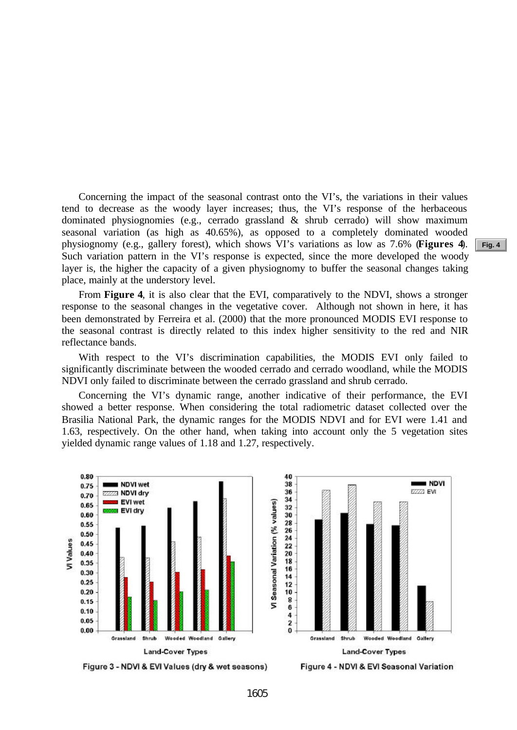Concerning the impact of the seasonal contrast onto the VI's, the variations in their values tend to decrease as the woody layer increases; thus, the VI's response of the herbaceous dominated physiognomies (e.g., cerrado grassland & shrub cerrado) will show maximum seasonal variation (as high as 40.65%), as opposed to a completely dominated wooded physiognomy (e.g., gallery forest), which shows VI's variations as low as 7.6% (**Figures 4**). Such variation pattern in the VI's response is expected, since the more developed the woody layer is, the higher the capacity of a given physiognomy to buffer the seasonal changes taking place, mainly at the understory level.

From **Figure 4**, it is also clear that the EVI, comparatively to the NDVI, shows a stronger response to the seasonal changes in the vegetative cover. Although not shown in here, it has been demonstrated by Ferreira et al. (2000) that the more pronounced MODIS EVI response to the seasonal contrast is directly related to this index higher sensitivity to the red and NIR reflectance bands.

With respect to the VI's discrimination capabilities, the MODIS EVI only failed to significantly discriminate between the wooded cerrado and cerrado woodland, while the MODIS NDVI only failed to discriminate between the cerrado grassland and shrub cerrado.

Concerning the VI's dynamic range, another indicative of their performance, the EVI showed a better response. When considering the total radiometric dataset collected over the Brasilia National Park, the dynamic ranges for the MODIS NDVI and for EVI were 1.41 and 1.63, respectively. On the other hand, when taking into account only the 5 vegetation sites yielded dynamic range values of 1.18 and 1.27, respectively.

Figure 3 - NDVI & EVI Values (dry & wet seasons)

Figure 4 - NDVI & EVI Seasonal Variation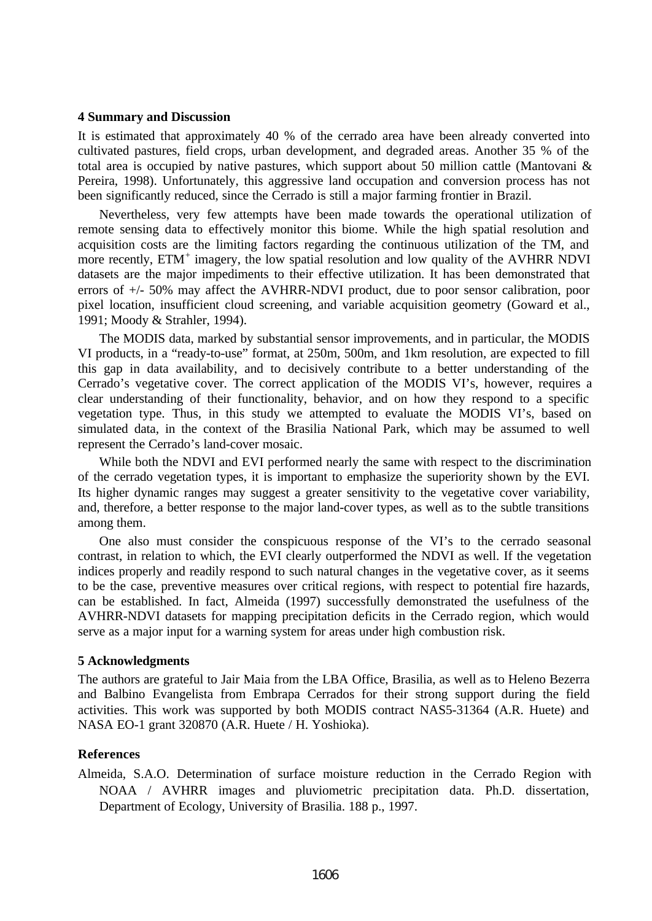## 4 Summary and Discussion

It is estimated that approximately 40 % of the cerrado area have been already converted into cultivated pastures, field crops, urban development, and degraded areas. Another 35 % of the total area is occupied by native pastures, which support about 50 million cattle (Mantovani & Pereira, 1998). Unfortunately, this aggressive land occupation and conversion process has not been significantly reduced, since the Cerrado is still a major farming frontier in Brazil.

Nevertheless, very few attempts have been made towards the operational utilization of remote sensing data to effectively monitor this biome. While the high spatial resolution and acquisition costs are the limiting factors regarding the continuous utilization of the TM, and more recently, $ETM^{+}$ imagery, the low spatial resolution and low quality of the AVHRR NDVI datasets are the major impediments to their effective utilization. It has been demonstrated that errors of +/- 50% may affect the AVHRR-NDVI product, due to poor sensor calibration, poor pixel location, insufficient cloud screening, and variable acquisition geometry (Goward et al., 1991; Moody & Strahler, 1994).

The MODIS data, marked by substantial sensor improvements, and in particular, the MODIS VI products, in a "ready-to-use" format, at 250m, 500m, and 1km resolution, are expected to fill this gap in data availability, and to decisively contribute to a better understanding of the Cerrado's vegetative cover. The correct application of the MODIS VI's, however, requires a clear understanding of their functionality, behavior, and on how they respond to a specific vegetation type. Thus, in this study we attempted to evaluate the MODIS VI's, based on simulated data, in the context of the Brasilia National Park, which may be assumed to well represent the Cerrado's land-cover mosaic.

While both the NDVI and EVI performed nearly the same with respect to the discrimination of the cerrado vegetation types, it is important to emphasize the superiority shown by the EVI. Its higher dynamic ranges may suggest a greater sensitivity to the vegetative cover variability, and, therefore, a better response to the major land-cover types, as well as to the subtle transitions among them.

One also must consider the conspicuous response of the VI's to the cerrado seasonal contrast, in relation to which, the EVI clearly outperformed the NDVI as well. If the vegetation indices properly and readily respond to such natural changes in the vegetative cover, as it seems to be the case, preventive measures over critical regions, with respect to potential fire hazards, can be established. In fact, Almeida (1997) successfully demonstrated the usefulness of the AVHRR-NDVI datasets for mapping precipitation deficits in the Cerrado region, which would serve as a major input for a warning system for areas under high combustion risk.

## 5 Acknowledgments

The authors are grateful to Jair Maia from the LBA Office, Brasilia, as well as to Heleno Bezerra and Balbino Evangelista from Embrapa Cerrados for their strong support during the field activities. This work was supported by both MODIS contract NAS5-31364 (A.R. Huete) and NASA EO-1 grant 320870 (A.R. Huete / H. Yoshioka).

## References

Almeida, S.A.O. Determination of surface moisture reduction in the Cerrado Region with NOAA / AVHRR images and pluviometric precipitation data. Ph.D. dissertation, Department of Ecology, University of Brasilia. 188 p., 1997.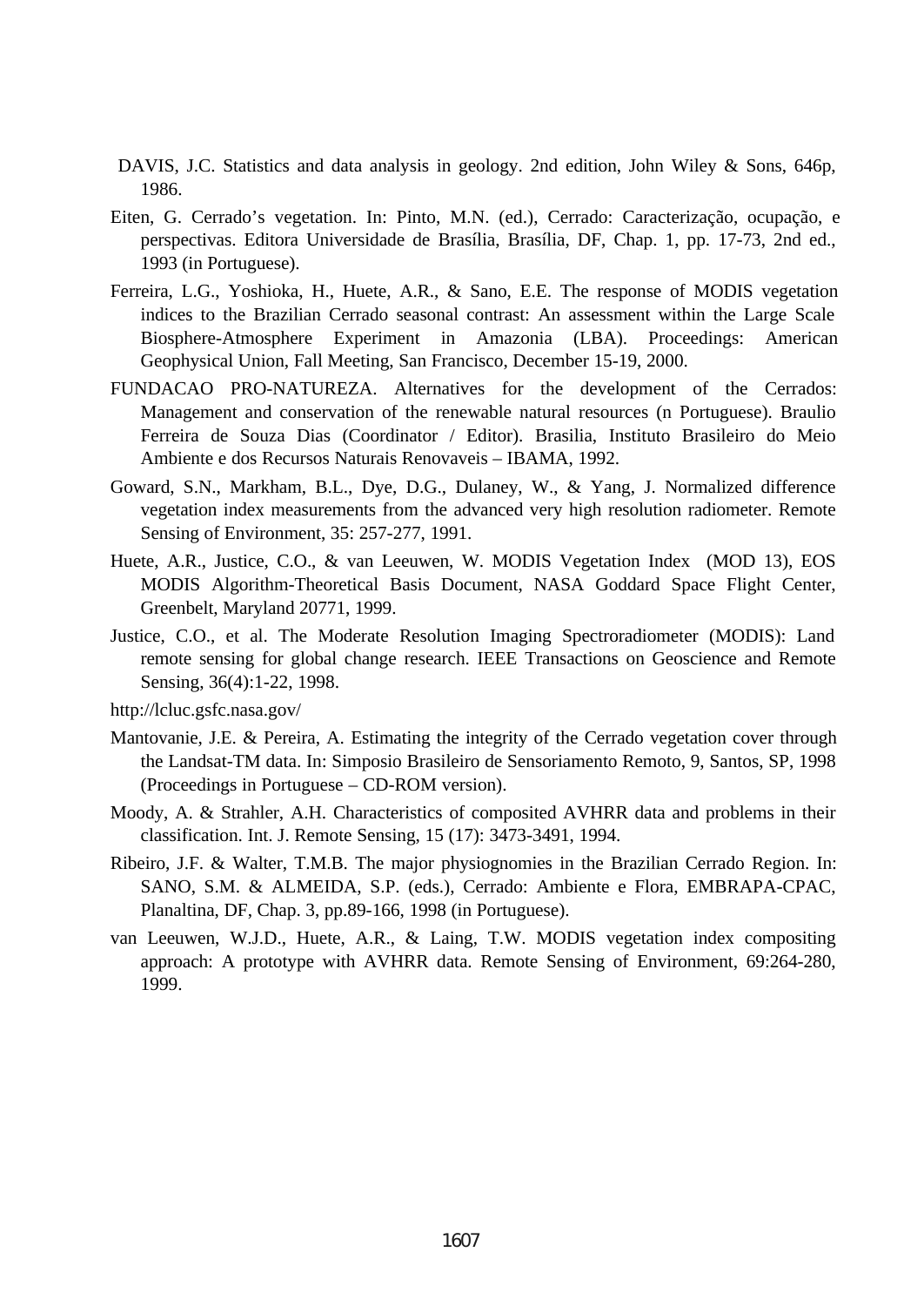DAVIS, J.C. Statistics and data analysis in geology. 2nd edition, John Wiley & Sons, 646p, 1986.

Eiten, G. Cerrado's vegetation. In: Pinto, M.N. (ed.), Cerrado: Caracterização, ocupação, e perspectivas. Editora Universidade de Brasília, Brasília, DF, Chap. 1, pp. 17-73, 2nd ed., 1993 (in Portuguese).

Ferreira, L.G., Yoshioka, H., Huete, A.R., & Sano, E.E. The response of MODIS vegetation indices to the Brazilian Cerrado seasonal contrast: An assessment within the Large Scale Biosphere-Atmosphere Experiment in Amazonia (LBA). Proceedings: American Geophysical Union, Fall Meeting, San Francisco, December 15-19, 2000.

FUNDACAO PRO-NATUREZA. Alternatives for the development of the Cerrados: Management and conservation of the renewable natural resources (n Portuguese). Braulio Ferreira de Souza Dias (Coordinator / Editor). Brasilia, Instituto Brasileiro do Meio Ambiente e dos Recursos Naturais Renovaveis – IBAMA, 1992.

Goward, S.N., Markham, B.L., Dye, D.G., Dulaney, W., & Yang, J. Normalized difference vegetation index measurements from the advanced very high resolution radiometer. Remote Sensing of Environment, 35: 257-277, 1991.

Huete, A.R., Justice, C.O., & van Leeuwen, W. MODIS Vegetation Index (MOD 13), EOS MODIS Algorithm-Theoretical Basis Document, NASA Goddard Space Flight Center, Greenbelt, Maryland 20771, 1999.

Justice, C.O., et al. The Moderate Resolution Imaging Spectroradiometer (MODIS): Land remote sensing for global change research. IEEE Transactions on Geoscience and Remote Sensing, 36(4):1-22, 1998.

http://lcluc.gsfc.nasa.gov/

Mantovanie, J.E. & Pereira, A. Estimating the integrity of the Cerrado vegetation cover through the Landsat-TM data. In: Simposio Brasileiro de Sensoriamento Remoto, 9, Santos, SP, 1998 (Proceedings in Portuguese – CD-ROM version).

Moody, A. & Strahler, A.H. Characteristics of composited AVHRR data and problems in their classification. Int. J. Remote Sensing, 15 (17): 3473-3491, 1994.

Ribeiro, J.F. & Walter, T.M.B. The major physiognomies in the Brazilian Cerrado Region. In: SANO, S.M. & ALMEIDA, S.P. (eds.), Cerrado: Ambiente e Flora, EMBRAPA-CPAC, Planaltina, DF, Chap. 3, pp.89-166, 1998 (in Portuguese).

van Leeuwen, W.J.D., Huete, A.R., & Laing, T.W. MODIS vegetation index compositing approach: A prototype with AVHRR data. Remote Sensing of Environment, 69:264-280, 1999.